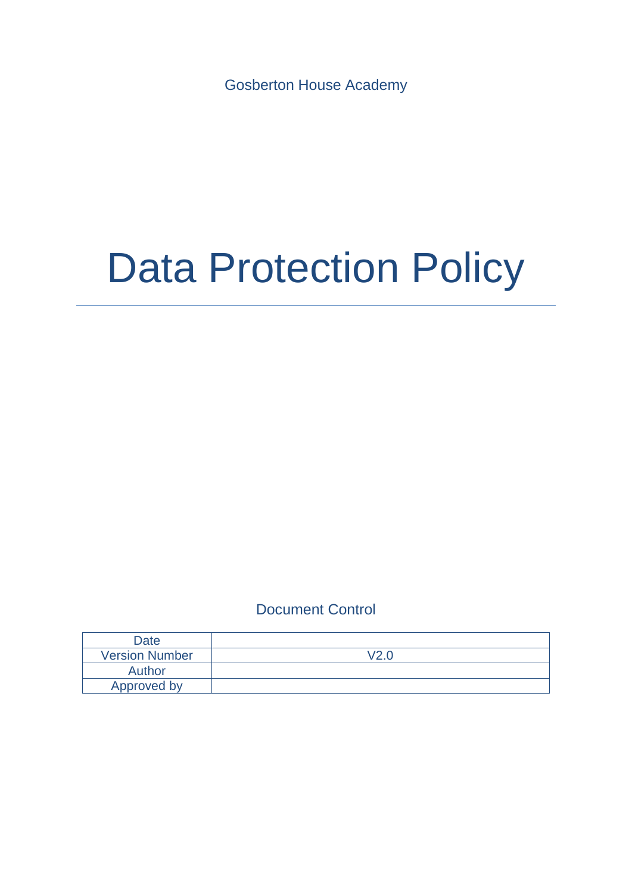Gosberton House Academy

# Data Protection Policy

---

Document Control

| Date | |
|---|---|
| Version Number | V2.0 |
| Author | |
| Approved by | |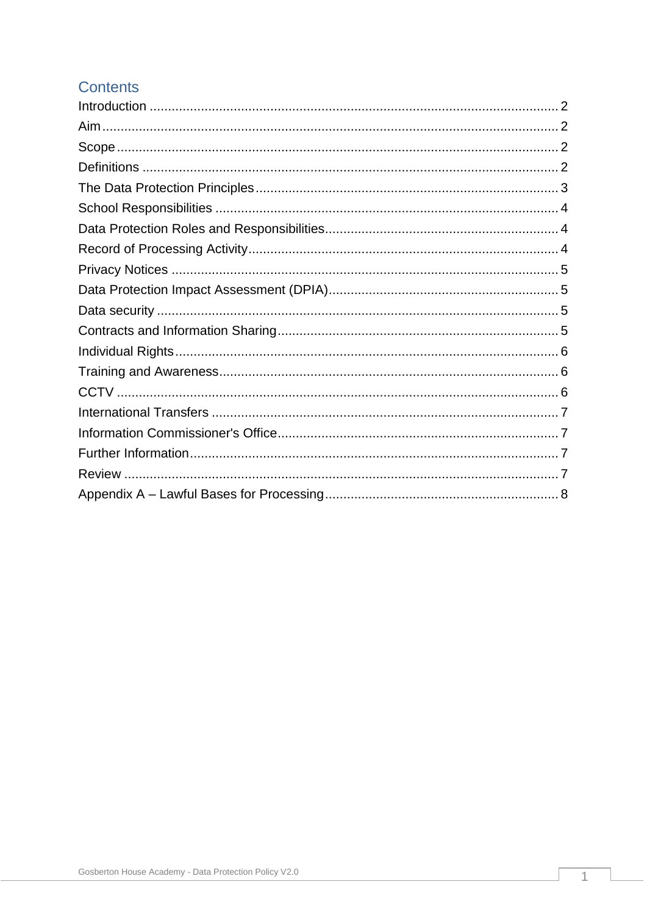## Contents

- Introduction ..... 2
- Aim ..... 2
- Scope ..... 2
- Definitions ..... 2
- The Data Protection Principles ..... 3
- School Responsibilities ..... 4
- Data Protection Roles and Responsibilities ..... 4
- Record of Processing Activity ..... 4
- Privacy Notices ..... 5
- Data Protection Impact Assessment (DPIA) ..... 5
- Data security ..... 5
- Contracts and Information Sharing ..... 5
- Individual Rights ..... 6
- Training and Awareness ..... 6
- CCTV ..... 6
- International Transfers ..... 7
- Information Commissioner's Office ..... 7
- Further Information ..... 7
- Review ..... 7
- Appendix A – Lawful Bases for Processing ..... 8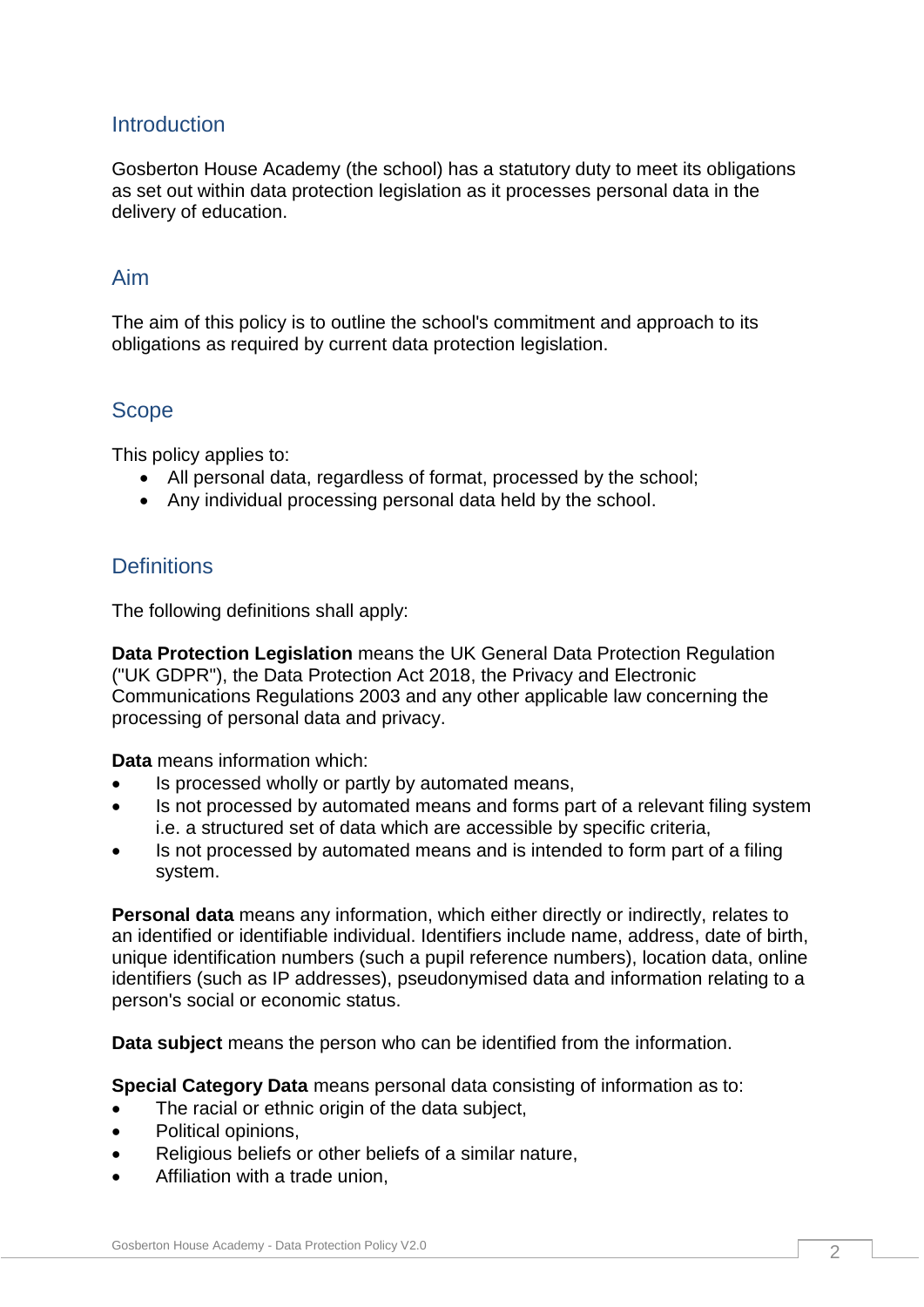## Introduction

Gosberton House Academy (the school) has a statutory duty to meet its obligations as set out within data protection legislation as it processes personal data in the delivery of education.

## Aim

The aim of this policy is to outline the school's commitment and approach to its obligations as required by current data protection legislation.

## Scope

This policy applies to:

- All personal data, regardless of format, processed by the school;
- Any individual processing personal data held by the school.

## Definitions

The following definitions shall apply:

**Data Protection Legislation** means the UK General Data Protection Regulation ("UK GDPR"), the Data Protection Act 2018, the Privacy and Electronic Communications Regulations 2003 and any other applicable law concerning the processing of personal data and privacy.

**Data** means information which:

- Is processed wholly or partly by automated means,
- Is not processed by automated means and forms part of a relevant filing system i.e. a structured set of data which are accessible by specific criteria,
- Is not processed by automated means and is intended to form part of a filing system.

**Personal data** means any information, which either directly or indirectly, relates to an identified or identifiable individual. Identifiers include name, address, date of birth, unique identification numbers (such a pupil reference numbers), location data, online identifiers (such as IP addresses), pseudonymised data and information relating to a person's social or economic status.

**Data subject** means the person who can be identified from the information.

**Special Category Data** means personal data consisting of information as to:

- The racial or ethnic origin of the data subject,
- Political opinions,
- Religious beliefs or other beliefs of a similar nature,
- Affiliation with a trade union,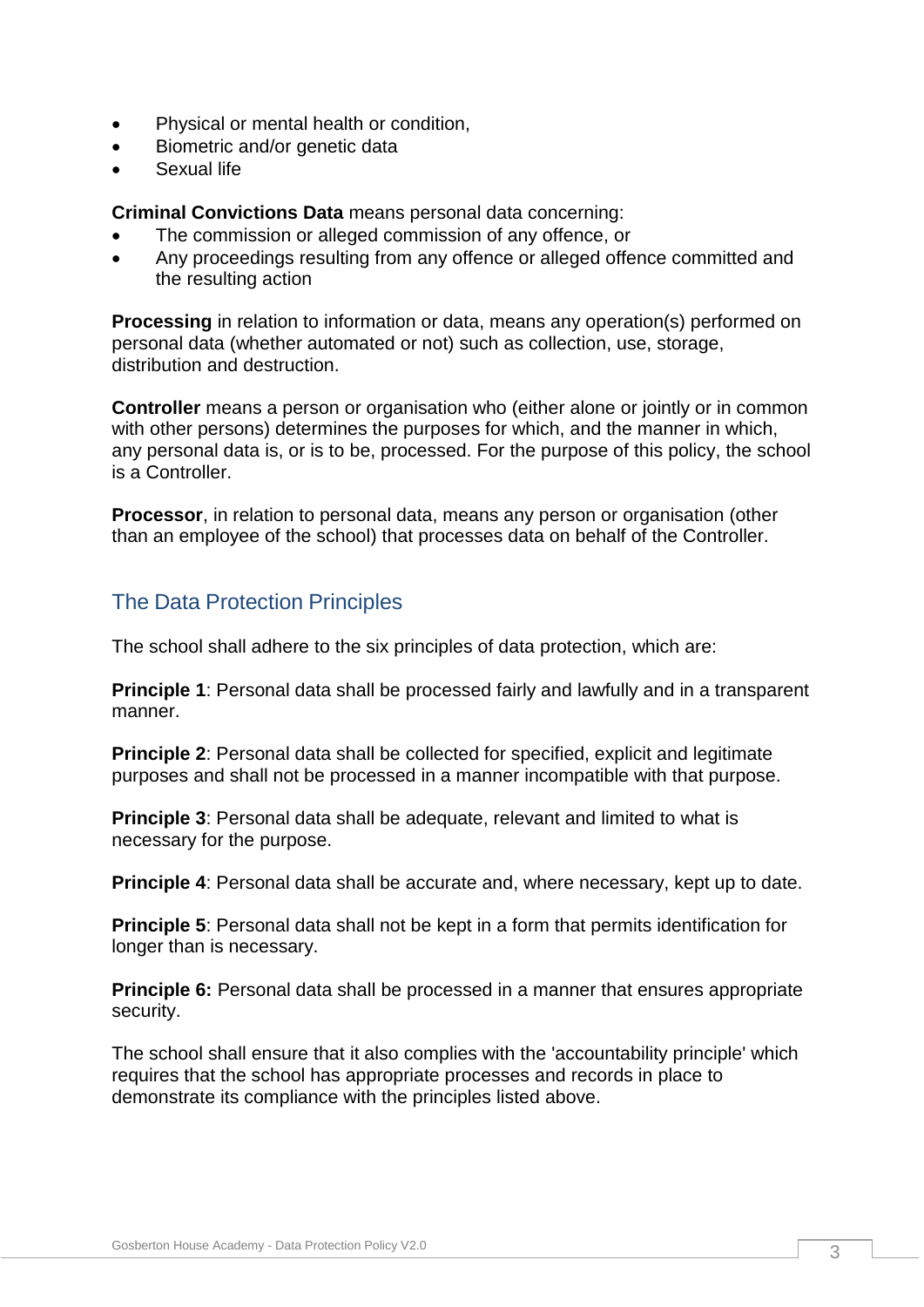- Physical or mental health or condition,
- Biometric and/or genetic data
- Sexual life

**Criminal Convictions Data** means personal data concerning:

- The commission or alleged commission of any offence, or
- Any proceedings resulting from any offence or alleged offence committed and the resulting action

**Processing** in relation to information or data, means any operation(s) performed on personal data (whether automated or not) such as collection, use, storage, distribution and destruction.

**Controller** means a person or organisation who (either alone or jointly or in common with other persons) determines the purposes for which, and the manner in which, any personal data is, or is to be, processed. For the purpose of this policy, the school is a Controller.

**Processor**, in relation to personal data, means any person or organisation (other than an employee of the school) that processes data on behalf of the Controller.

## The Data Protection Principles

The school shall adhere to the six principles of data protection, which are:

**Principle 1**: Personal data shall be processed fairly and lawfully and in a transparent manner.

**Principle 2**: Personal data shall be collected for specified, explicit and legitimate purposes and shall not be processed in a manner incompatible with that purpose.

**Principle 3**: Personal data shall be adequate, relevant and limited to what is necessary for the purpose.

**Principle 4**: Personal data shall be accurate and, where necessary, kept up to date.

**Principle 5**: Personal data shall not be kept in a form that permits identification for longer than is necessary.

**Principle 6:** Personal data shall be processed in a manner that ensures appropriate security.

The school shall ensure that it also complies with the 'accountability principle' which requires that the school has appropriate processes and records in place to demonstrate its compliance with the principles listed above.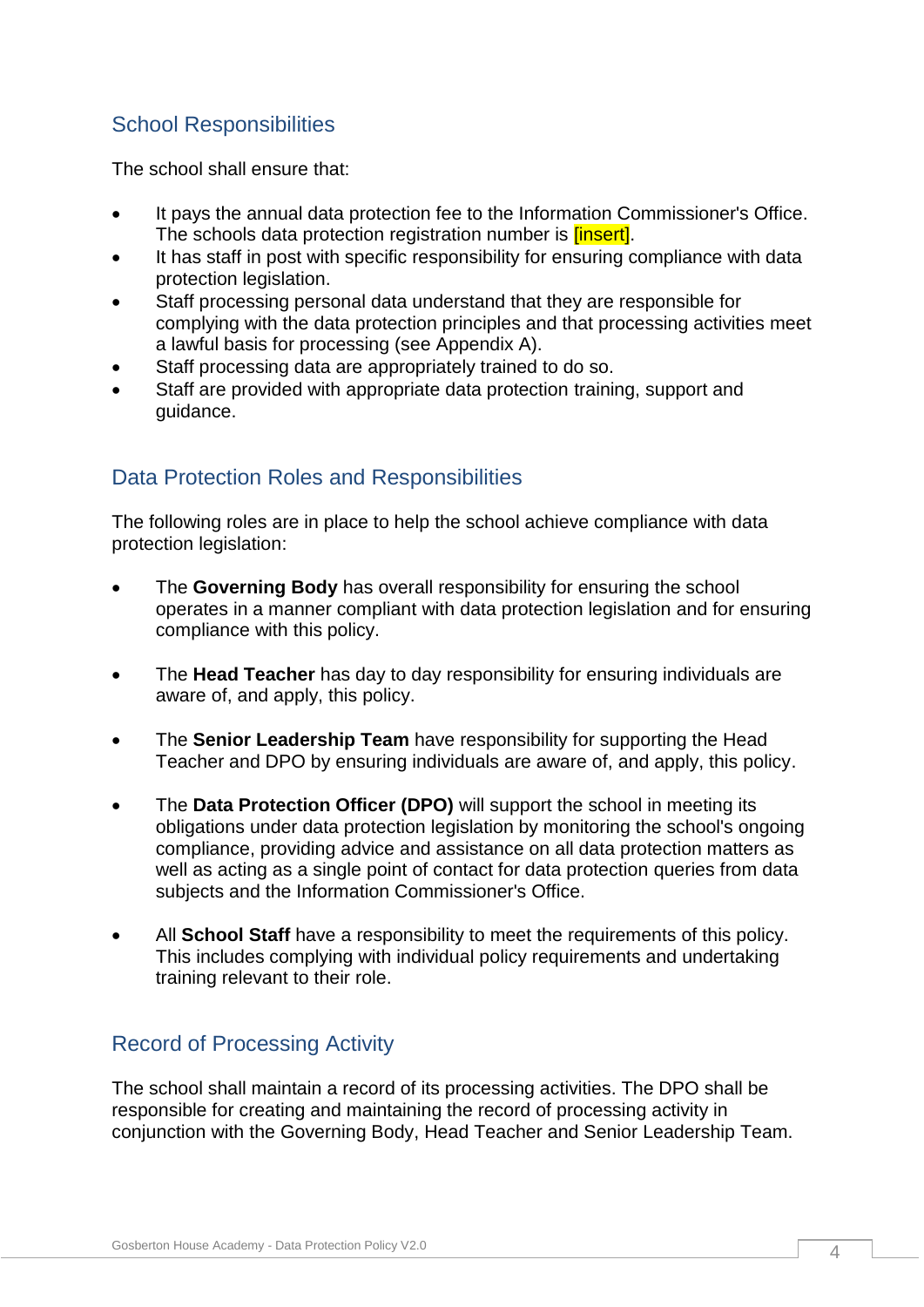## School Responsibilities

The school shall ensure that:

- It pays the annual data protection fee to the Information Commissioner's Office. The schools data protection registration number is [insert].
- It has staff in post with specific responsibility for ensuring compliance with data protection legislation.
- Staff processing personal data understand that they are responsible for complying with the data protection principles and that processing activities meet a lawful basis for processing (see Appendix A).
- Staff processing data are appropriately trained to do so.
- Staff are provided with appropriate data protection training, support and guidance.

## Data Protection Roles and Responsibilities

The following roles are in place to help the school achieve compliance with data protection legislation:

- The **Governing Body** has overall responsibility for ensuring the school operates in a manner compliant with data protection legislation and for ensuring compliance with this policy.

- The **Head Teacher** has day to day responsibility for ensuring individuals are aware of, and apply, this policy.

- The **Senior Leadership Team** have responsibility for supporting the Head Teacher and DPO by ensuring individuals are aware of, and apply, this policy.

- The **Data Protection Officer (DPO)** will support the school in meeting its obligations under data protection legislation by monitoring the school's ongoing compliance, providing advice and assistance on all data protection matters as well as acting as a single point of contact for data protection queries from data subjects and the Information Commissioner's Office.

- All **School Staff** have a responsibility to meet the requirements of this policy. This includes complying with individual policy requirements and undertaking training relevant to their role.

## Record of Processing Activity

The school shall maintain a record of its processing activities. The DPO shall be responsible for creating and maintaining the record of processing activity in conjunction with the Governing Body, Head Teacher and Senior Leadership Team.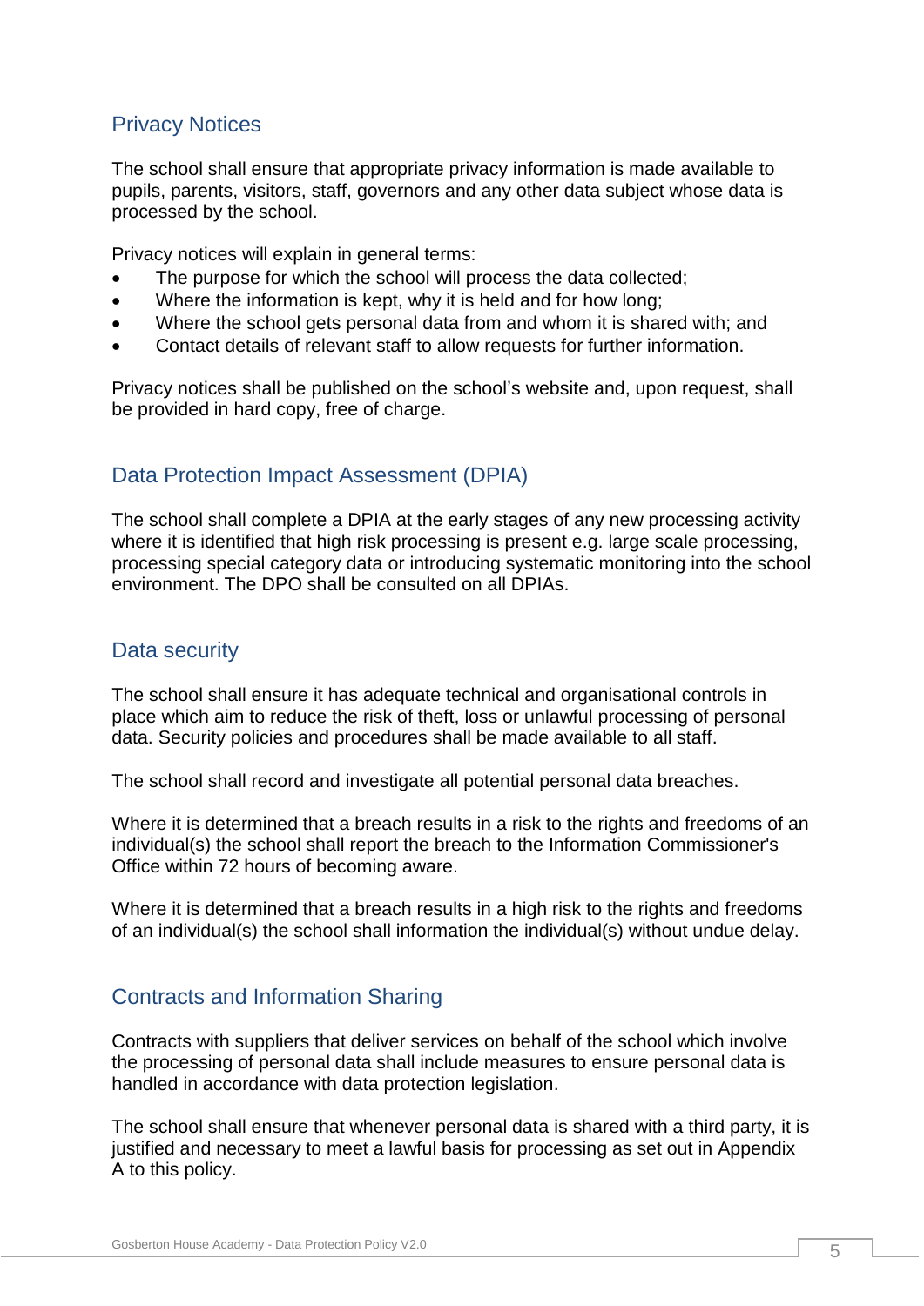## Privacy Notices

The school shall ensure that appropriate privacy information is made available to pupils, parents, visitors, staff, governors and any other data subject whose data is processed by the school.

Privacy notices will explain in general terms:

- The purpose for which the school will process the data collected;
- Where the information is kept, why it is held and for how long;
- Where the school gets personal data from and whom it is shared with; and
- Contact details of relevant staff to allow requests for further information.

Privacy notices shall be published on the school's website and, upon request, shall be provided in hard copy, free of charge.

## Data Protection Impact Assessment (DPIA)

The school shall complete a DPIA at the early stages of any new processing activity where it is identified that high risk processing is present e.g. large scale processing, processing special category data or introducing systematic monitoring into the school environment. The DPO shall be consulted on all DPIAs.

## Data security

The school shall ensure it has adequate technical and organisational controls in place which aim to reduce the risk of theft, loss or unlawful processing of personal data. Security policies and procedures shall be made available to all staff.

The school shall record and investigate all potential personal data breaches.

Where it is determined that a breach results in a risk to the rights and freedoms of an individual(s) the school shall report the breach to the Information Commissioner's Office within 72 hours of becoming aware.

Where it is determined that a breach results in a high risk to the rights and freedoms of an individual(s) the school shall information the individual(s) without undue delay.

## Contracts and Information Sharing

Contracts with suppliers that deliver services on behalf of the school which involve the processing of personal data shall include measures to ensure personal data is handled in accordance with data protection legislation.

The school shall ensure that whenever personal data is shared with a third party, it is justified and necessary to meet a lawful basis for processing as set out in Appendix A to this policy.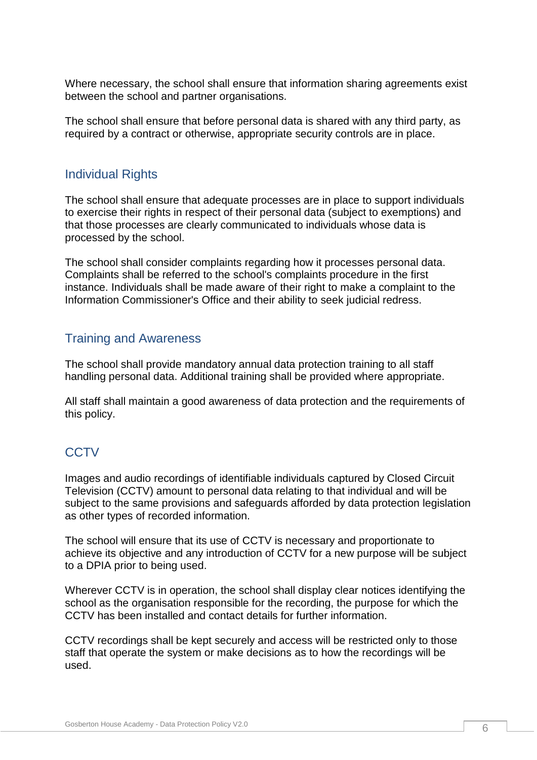Where necessary, the school shall ensure that information sharing agreements exist between the school and partner organisations.

The school shall ensure that before personal data is shared with any third party, as required by a contract or otherwise, appropriate security controls are in place.

## Individual Rights

The school shall ensure that adequate processes are in place to support individuals to exercise their rights in respect of their personal data (subject to exemptions) and that those processes are clearly communicated to individuals whose data is processed by the school.

The school shall consider complaints regarding how it processes personal data. Complaints shall be referred to the school's complaints procedure in the first instance. Individuals shall be made aware of their right to make a complaint to the Information Commissioner's Office and their ability to seek judicial redress.

## Training and Awareness

The school shall provide mandatory annual data protection training to all staff handling personal data. Additional training shall be provided where appropriate.

All staff shall maintain a good awareness of data protection and the requirements of this policy.

## CCTV

Images and audio recordings of identifiable individuals captured by Closed Circuit Television (CCTV) amount to personal data relating to that individual and will be subject to the same provisions and safeguards afforded by data protection legislation as other types of recorded information.

The school will ensure that its use of CCTV is necessary and proportionate to achieve its objective and any introduction of CCTV for a new purpose will be subject to a DPIA prior to being used.

Wherever CCTV is in operation, the school shall display clear notices identifying the school as the organisation responsible for the recording, the purpose for which the CCTV has been installed and contact details for further information.

CCTV recordings shall be kept securely and access will be restricted only to those staff that operate the system or make decisions as to how the recordings will be used.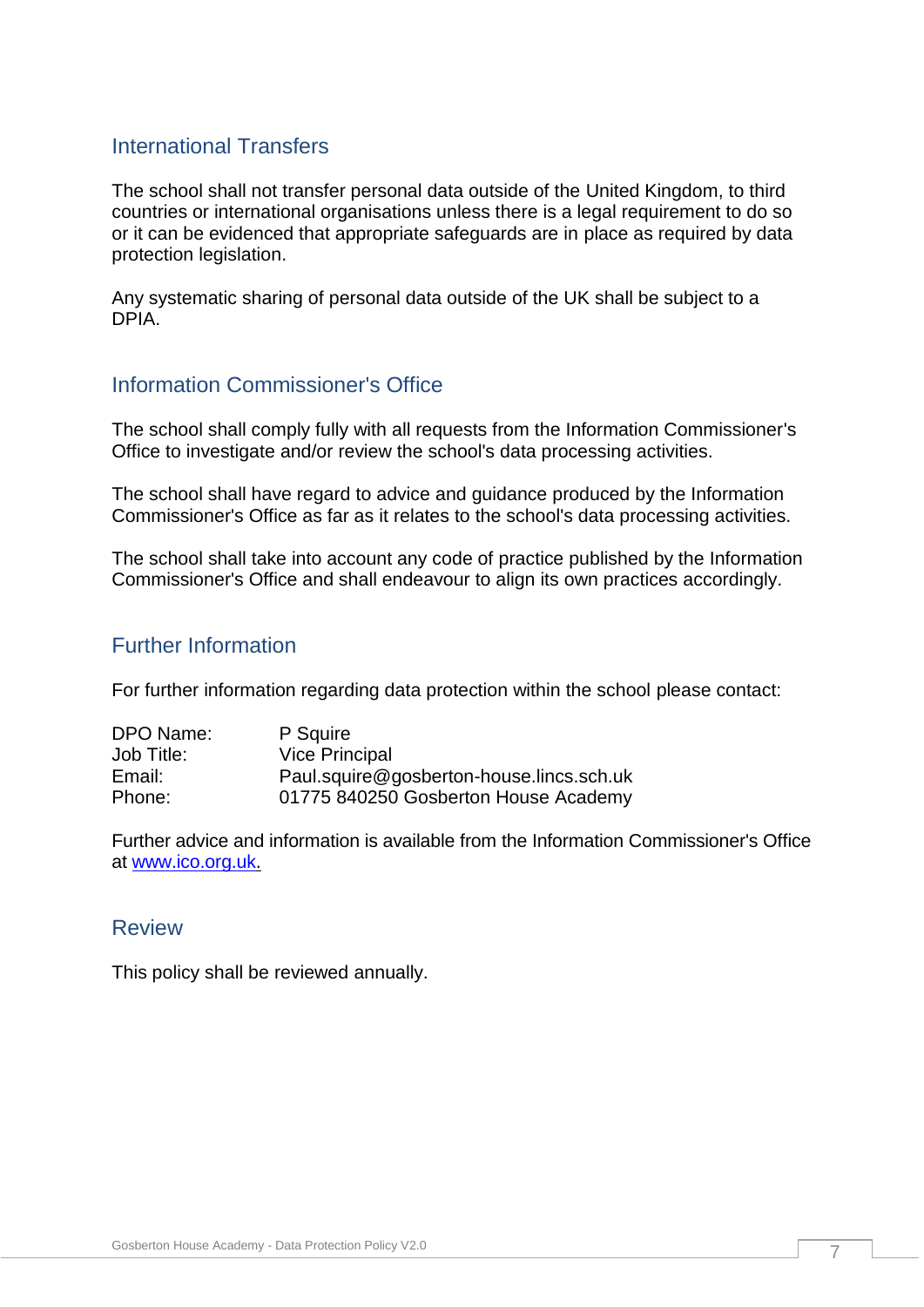## International Transfers

The school shall not transfer personal data outside of the United Kingdom, to third countries or international organisations unless there is a legal requirement to do so or it can be evidenced that appropriate safeguards are in place as required by data protection legislation.

Any systematic sharing of personal data outside of the UK shall be subject to a DPIA.

## Information Commissioner's Office

The school shall comply fully with all requests from the Information Commissioner's Office to investigate and/or review the school's data processing activities.

The school shall have regard to advice and guidance produced by the Information Commissioner's Office as far as it relates to the school's data processing activities.

The school shall take into account any code of practice published by the Information Commissioner's Office and shall endeavour to align its own practices accordingly.

## Further Information

For further information regarding data protection within the school please contact:

| | |
|---|---|
| DPO Name: | P Squire |
| Job Title: | Vice Principal |
| Email: | Paul.squire@gosberton-house.lincs.sch.uk |
| Phone: | 01775 840250 Gosberton House Academy |

Further advice and information is available from the Information Commissioner's Office at www.ico.org.uk.

## Review

This policy shall be reviewed annually.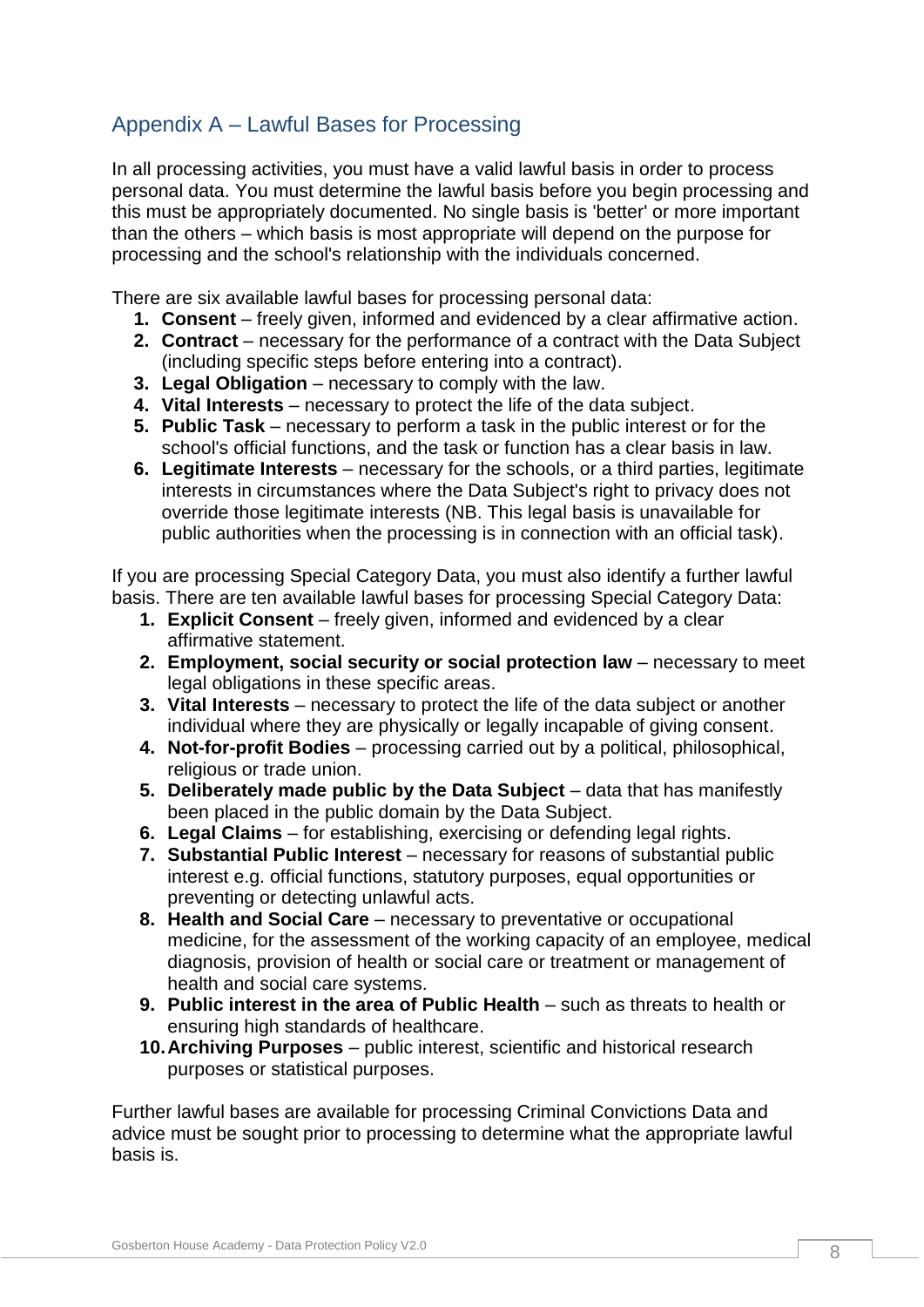## Appendix A – Lawful Bases for Processing

In all processing activities, you must have a valid lawful basis in order to process personal data. You must determine the lawful basis before you begin processing and this must be appropriately documented. No single basis is 'better' or more important than the others – which basis is most appropriate will depend on the purpose for processing and the school's relationship with the individuals concerned.

There are six available lawful bases for processing personal data:

1. **Consent** – freely given, informed and evidenced by a clear affirmative action.
2. **Contract** – necessary for the performance of a contract with the Data Subject (including specific steps before entering into a contract).
3. **Legal Obligation** – necessary to comply with the law.
4. **Vital Interests** – necessary to protect the life of the data subject.
5. **Public Task** – necessary to perform a task in the public interest or for the school's official functions, and the task or function has a clear basis in law.
6. **Legitimate Interests** – necessary for the schools, or a third parties, legitimate interests in circumstances where the Data Subject's right to privacy does not override those legitimate interests (NB. This legal basis is unavailable for public authorities when the processing is in connection with an official task).

If you are processing Special Category Data, you must also identify a further lawful basis. There are ten available lawful bases for processing Special Category Data:

1. **Explicit Consent** – freely given, informed and evidenced by a clear affirmative statement.
2. **Employment, social security or social protection law** – necessary to meet legal obligations in these specific areas.
3. **Vital Interests** – necessary to protect the life of the data subject or another individual where they are physically or legally incapable of giving consent.
4. **Not-for-profit Bodies** – processing carried out by a political, philosophical, religious or trade union.
5. **Deliberately made public by the Data Subject** – data that has manifestly been placed in the public domain by the Data Subject.
6. **Legal Claims** – for establishing, exercising or defending legal rights.
7. **Substantial Public Interest** – necessary for reasons of substantial public interest e.g. official functions, statutory purposes, equal opportunities or preventing or detecting unlawful acts.
8. **Health and Social Care** – necessary to preventative or occupational medicine, for the assessment of the working capacity of an employee, medical diagnosis, provision of health or social care or treatment or management of health and social care systems.
9. **Public interest in the area of Public Health** – such as threats to health or ensuring high standards of healthcare.
10. **Archiving Purposes** – public interest, scientific and historical research purposes or statistical purposes.

Further lawful bases are available for processing Criminal Convictions Data and advice must be sought prior to processing to determine what the appropriate lawful basis is.